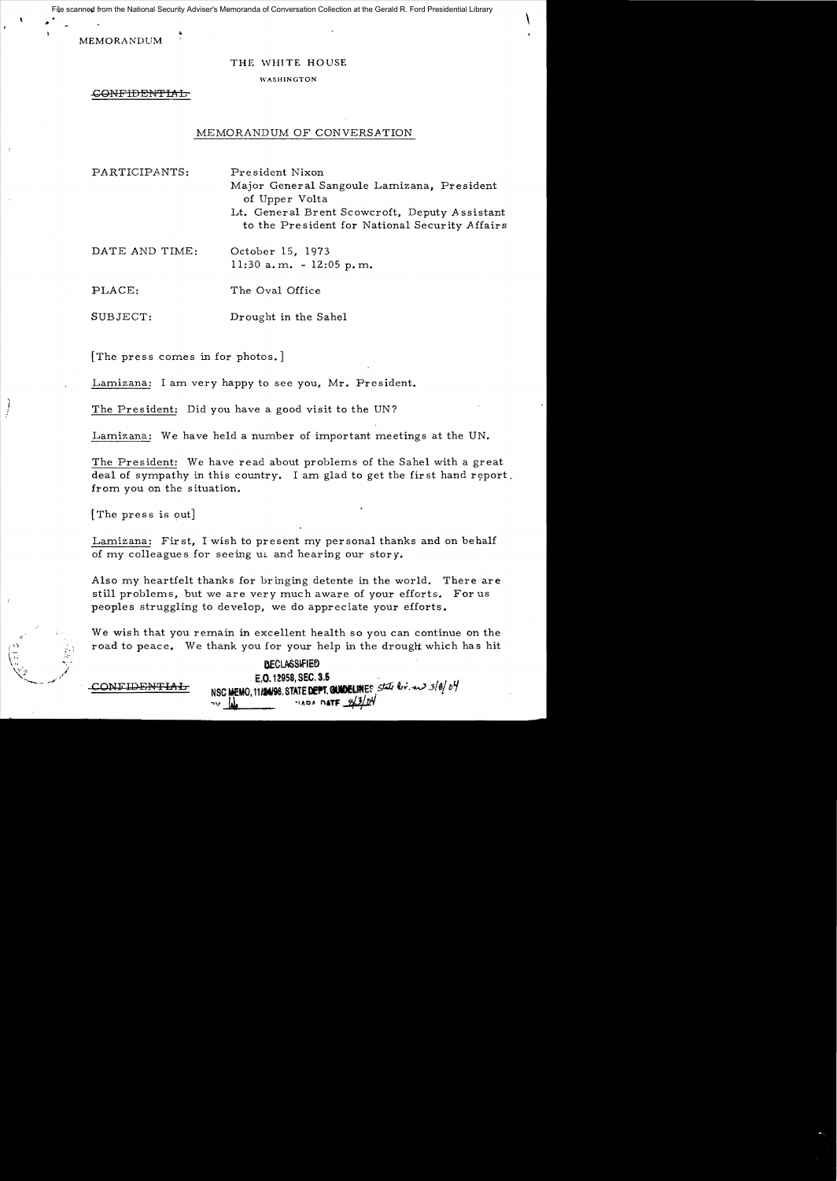File scanned from the National Security Adviser's Memoranda of Conversation Collection at the Gerald R. Ford Presidential Library

MEMORANDUM

THE WHITE HOUSE

WASHINGTON

~~CONFIDENTIAL~~

MEMORANDUM OF CONVERSATION

PARTICIPANTS: President Nixon
Major General Sangoule Lamizana, President of Upper Volta
Lt. General Brent Scowcroft, Deputy Assistant to the President for National Security Affairs

DATE AND TIME: October 15, 1973
11:30 a.m. - 12:05 p.m.

PLACE: The Oval Office

SUBJECT: Drought in the Sahel

[The press comes in for photos.]

Lamizana: I am very happy to see you, Mr. President.

The President: Did you have a good visit to the UN?

Lamizana: We have held a number of important meetings at the UN.

The President: We have read about problems of the Sahel with a great deal of sympathy in this country. I am glad to get the first hand report from you on the situation.

[The press is out]

Lamizana: First, I wish to present my personal thanks and on behalf of my colleagues for seeing us and hearing our story.

Also my heartfelt thanks for bringing detente in the world. There are still problems, but we are very much aware of your efforts. For us peoples struggling to develop, we do appreciate your efforts.

We wish that you remain in excellent health so you can continue on the road to peace. We thank you for your help in the drought which has hit

~~CONFIDENTIAL~~

DECLASSIFIED
E.O. 12958, SEC. 3.5
NSC MEMO, 11/24/98, STATE DEPT. GUIDELINES State Dept. 3/8/04
BY [initials] NARA DATE 4/3/04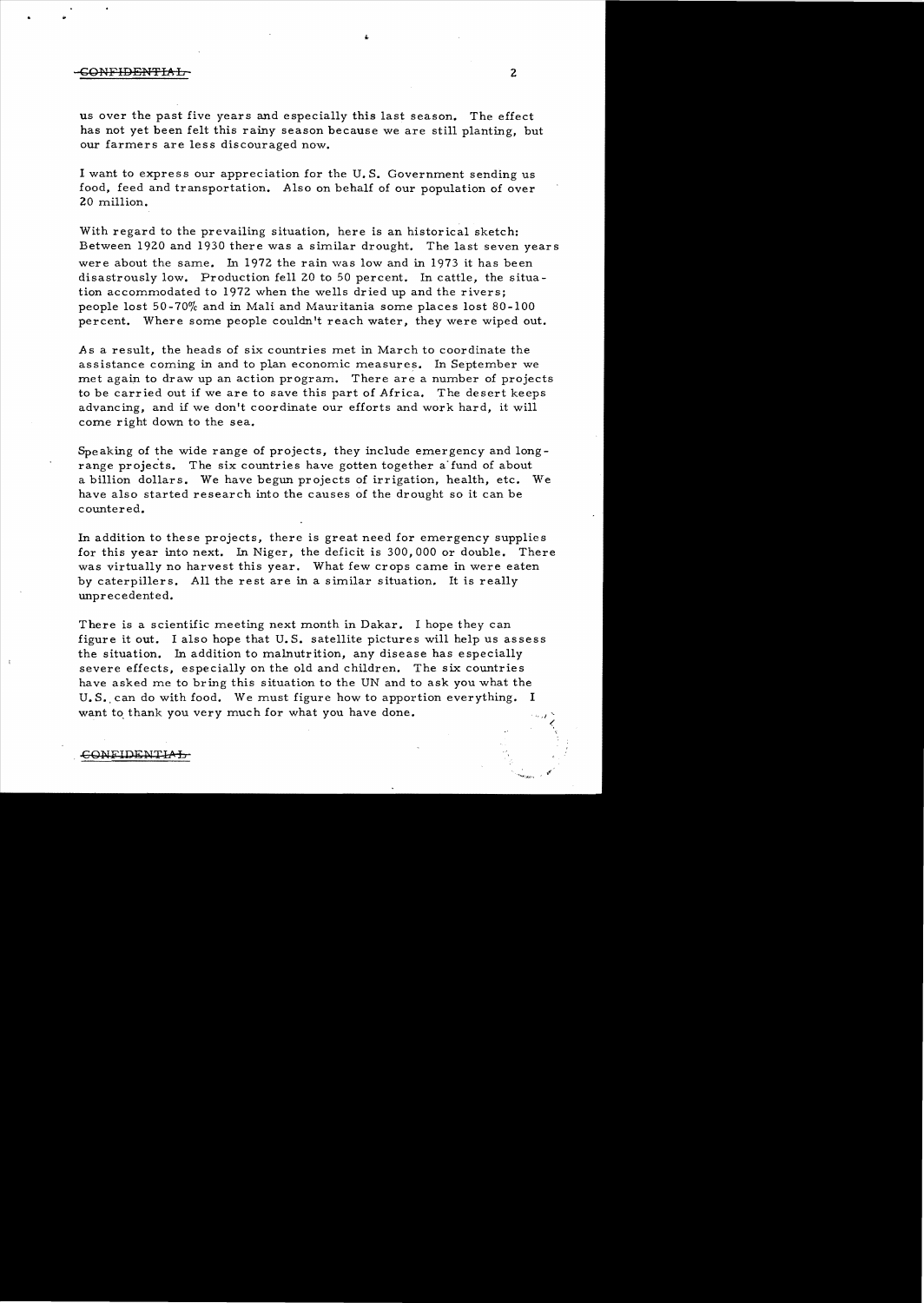CONFIDENTIAL

us over the past five years and especially this last season. The effect has not yet been felt this rainy season because we are still planting, but our farmers are less discouraged now.

I want to express our appreciation for the U.S. Government sending us food, feed and transportation. Also on behalf of our population of over 20 million.

With regard to the prevailing situation, here is an historical sketch: Between 1920 and 1930 there was a similar drought. The last seven years were about the same. In 1972 the rain was low and in 1973 it has been disastrously low. Production fell 20 to 50 percent. In cattle, the situation accommodated to 1972 when the wells dried up and the rivers; people lost 50-70% and in Mali and Mauritania some places lost 80-100 percent. Where some people couldn't reach water, they were wiped out.

As a result, the heads of six countries met in March to coordinate the assistance coming in and to plan economic measures. In September we met again to draw up an action program. There are a number of projects to be carried out if we are to save this part of Africa. The desert keeps advancing, and if we don't coordinate our efforts and work hard, it will come right down to the sea.

Speaking of the wide range of projects, they include emergency and long-range projects. The six countries have gotten together a fund of about a billion dollars. We have begun projects of irrigation, health, etc. We have also started research into the causes of the drought so it can be countered.

In addition to these projects, there is great need for emergency supplies for this year into next. In Niger, the deficit is 300,000 or double. There was virtually no harvest this year. What few crops came in were eaten by caterpillers. All the rest are in a similar situation. It is really unprecedented.

There is a scientific meeting next month in Dakar. I hope they can figure it out. I also hope that U.S. satellite pictures will help us assess the situation. In addition to malnutrition, any disease has especially severe effects, especially on the old and children. The six countries have asked me to bring this situation to the UN and to ask you what the U.S. can do with food. We must figure how to apportion everything. I want to thank you very much for what you have done.

CONFIDENTIAL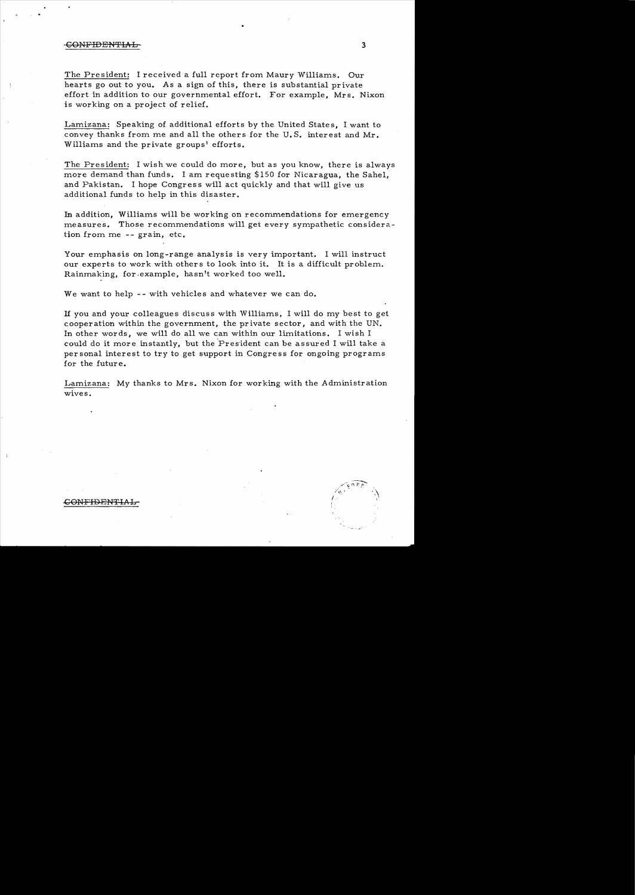The President: I received a full report from Maury Williams. Our hearts go out to you. As a sign of this, there is substantial private effort in addition to our governmental effort. For example, Mrs. Nixon is working on a project of relief.

Lamizana: Speaking of additional efforts by the United States, I want to convey thanks from me and all the others for the U.S. interest and Mr. Williams and the private groups' efforts.

The President: I wish we could do more, but as you know, there is always more demand than funds. I am requesting $150 for Nicaragua, the Sahel, and Pakistan. I hope Congress will act quickly and that will give us additional funds to help in this disaster.

In addition, Williams will be working on recommendations for emergency measures. Those recommendations will get every sympathetic consideration from me -- grain, etc.

Your emphasis on long-range analysis is very important. I will instruct our experts to work with others to look into it. It is a difficult problem. Rainmaking, for example, hasn't worked too well.

We want to help -- with vehicles and whatever we can do.

If you and your colleagues discuss with Williams, I will do my best to get cooperation within the government, the private sector, and with the UN. In other words, we will do all we can within our limitations. I wish I could do it more instantly, but the President can be assured I will take a personal interest to try to get support in Congress for ongoing programs for the future.

Lamizana: My thanks to Mrs. Nixon for working with the Administration wives.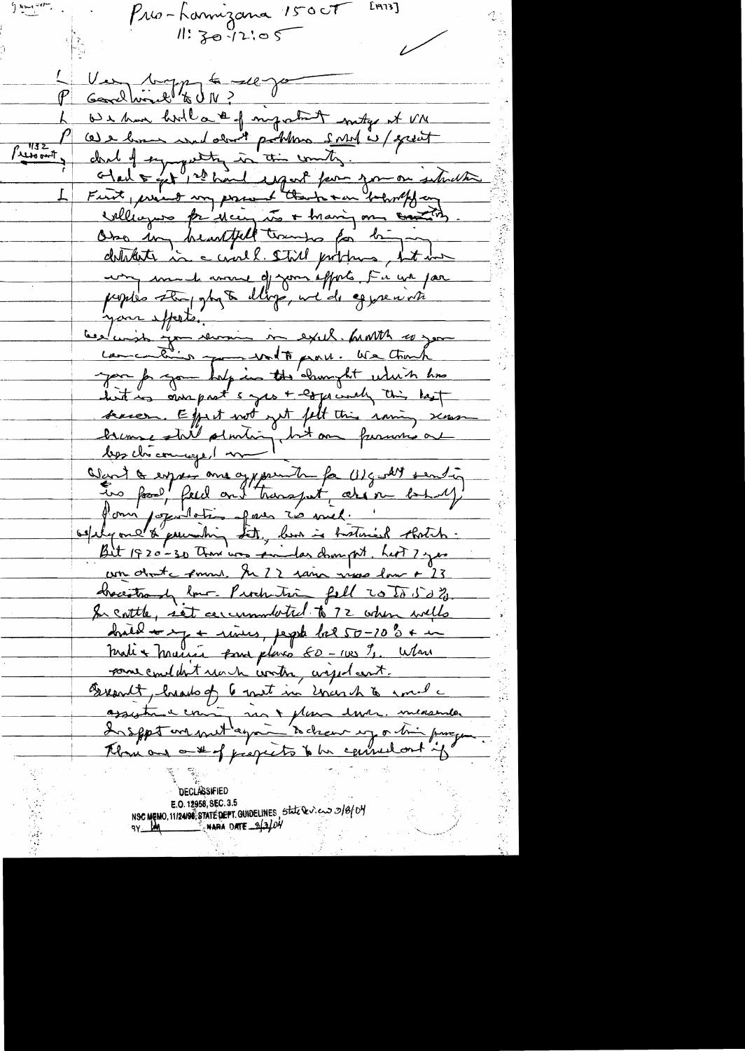Pres-Lamizana 15 Oct [1973]

11:30-12:05

L Very happy to see you

P Good visit to UN?

L We have had a # of important mtgs at UN

P We know about problems SMO w/ great deal of sympathy in this country.

[1132 President]

Glad to get 1st hand report from you on situation.

L First, present my personal thanks & on behalf of my colleagues for receiving us & having our countries. Also my heartfelt thanks for bringing attention in a world. Still problems, but we very much aware of your efforts. For we poor peoples struggling to live, we do appreciate your efforts.

We wish you success in excel. health so you can continue your world peace. We thank you for your help in the drought which has hit us over past 5 years & especially this last season. Effect not yet felt this raining season because still planting, but our farmers are less discouraged.

Want to express our appreciation for US govt sending us food, feed and transport, also on behalf of our populations of over 20 mil.

Helping overcome pessimism. Let, here is historical sketch: But 1920-30 there was similar drought. Last 7 years were drastic ones. In 72 rain was low & 73 drastically low. Production fell 20 to 50%. For cattle, it accumulated to 72 when wells dried up & rivers, people lost 50-70% & in Mali & Mauritania some places 80-100%. When some couldn't reach water, migrated.

Recently, heads of 6 met in March to make assistance coming in & plan long. measures. In Sept we met again to chart up on this program. There are a # of projects to be carried out if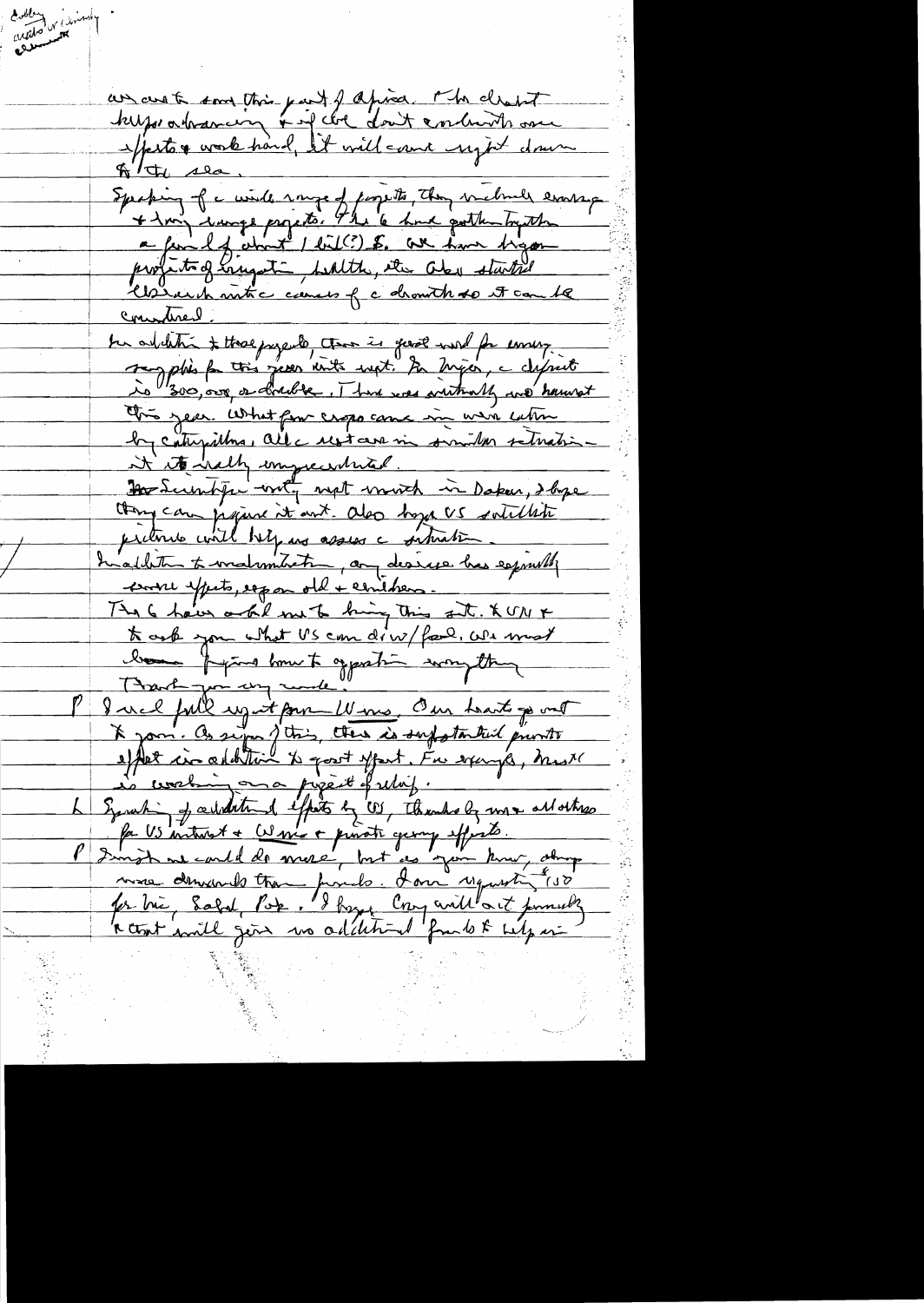Ashley Unclassified

are next to some this part of Africa. The drought keeps advancing & if we don't coordinate our efforts & work hard, it will come right down to the sea.

Speaking of a wide range of projects, they include emergency & long range projects. The 6 have gotten together a fund of about 1 bil(?) $. We have begun projects of irrigation, health, etc. Also started research into causes of a drought so it can be countered.

In addition to these projects, there is great need for emergency supplies for this year into next. In Niger, a deficit is 300,000, a double. There was virtually no harvest this year. What few crops came in were eaten by caterpillars. All 6 are in similar situation — it is really unprecedented.

The Scientific unit met in Dakar, I hope they can figure it out. Also hope US satellite pictures will help us assess a situation.

In addition to malnutrition, any disease has especially severe effects, esp on old & children.

The 6 have asked me to bring this sit. to UN & to ask you what US can do w/food. We must become aware how to organize everything.

Thank you very much.

P I recd full report from Wms. Our hearts go out to you. As sign of this, there is substantial priority effort in addition to great effort. For example, [?] is working on a project of relief.

K Speaking of additional efforts by US, thanks to you all others for US interest & Wms & private group efforts.

P I wish we could do more, but as you know, drought were demands than funds. I am requesting $150 for Mali, Sahel, Pak. I hope Cong will act promptly & that will give us additional funds to help in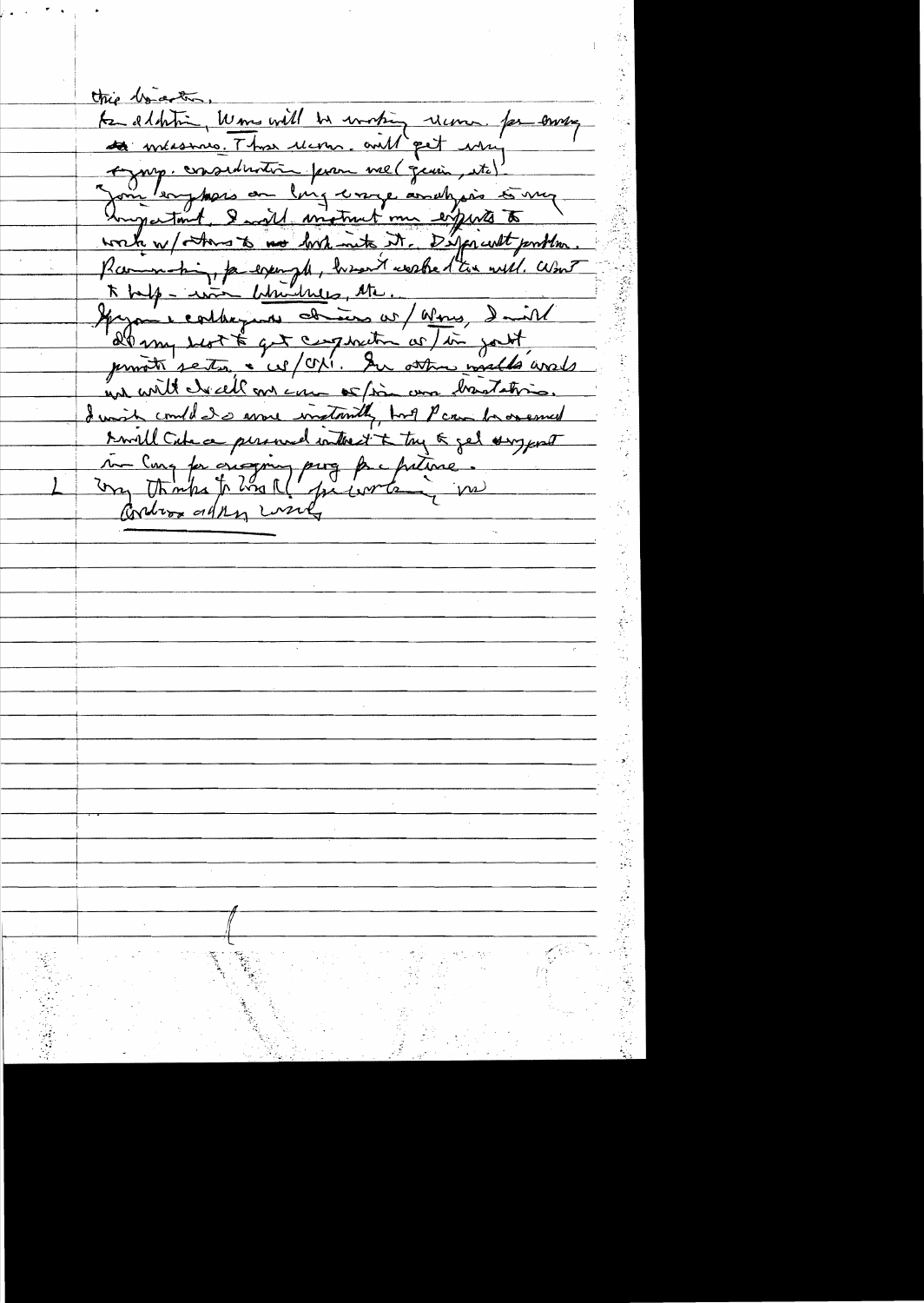this location.

In addition, Wms will be working w/ you for energy measures. These will get very sympathetic consideration from me (Genie, etc.)

Your emphasis on long range analysis is very important. I will instruct my experts to work w/ others to look into it. Difficult problem. Rationing, for example, hasn't worked too well. What to help - wind, windmills, etc.

If you & colleagues discuss w/ Wms, I will do my best to get cooperation w/ joint private sector & US/UK. In other words we will deal w/ one another as one team. I wish could do more instantly, but I can be assured I will take a personal interest to try to get support in Cong for ongoing prog for future.

My thanks to World for working in Andrew's address words